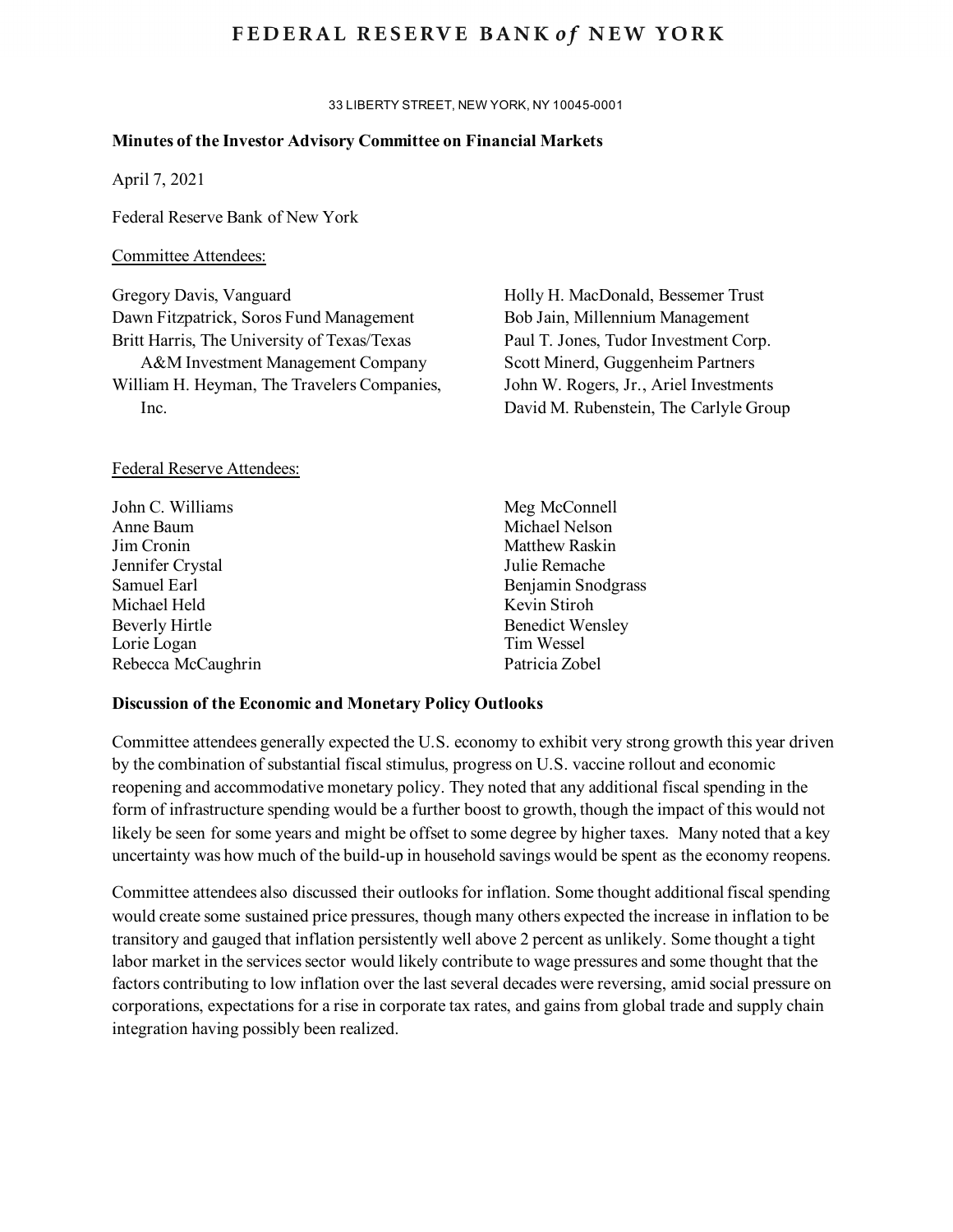# FEDERAL RESERVE BANK *of* NEW YORK

33 LIBERTY STREET, NEW YORK, NY 10045-0001

**Minutes of the Investor Advisory Committee on Financial Markets**

April 7, 2021

Federal Reserve Bank of New York

Committee Attendees:

Gregory Davis, Vanguard
Dawn Fitzpatrick, Soros Fund Management
Britt Harris, The University of Texas/Texas A&M Investment Management Company
William H. Heyman, The Travelers Companies, Inc.
Holly H. MacDonald, Bessemer Trust
Bob Jain, Millennium Management
Paul T. Jones, Tudor Investment Corp.
Scott Minerd, Guggenheim Partners
John W. Rogers, Jr., Ariel Investments
David M. Rubenstein, The Carlyle Group

Federal Reserve Attendees:

John C. Williams
Anne Baum
Jim Cronin
Jennifer Crystal
Samuel Earl
Michael Held
Beverly Hirtle
Lorie Logan
Rebecca McCaughrin
Meg McConnell
Michael Nelson
Matthew Raskin
Julie Remache
Benjamin Snodgrass
Kevin Stiroh
Benedict Wensley
Tim Wessel
Patricia Zobel

**Discussion of the Economic and Monetary Policy Outlooks**

Committee attendees generally expected the U.S. economy to exhibit very strong growth this year driven by the combination of substantial fiscal stimulus, progress on U.S. vaccine rollout and economic reopening and accommodative monetary policy. They noted that any additional fiscal spending in the form of infrastructure spending would be a further boost to growth, though the impact of this would not likely be seen for some years and might be offset to some degree by higher taxes. Many noted that a key uncertainty was how much of the build-up in household savings would be spent as the economy reopens.

Committee attendees also discussed their outlooks for inflation. Some thought additional fiscal spending would create some sustained price pressures, though many others expected the increase in inflation to be transitory and gauged that inflation persistently well above 2 percent as unlikely. Some thought a tight labor market in the services sector would likely contribute to wage pressures and some thought that the factors contributing to low inflation over the last several decades were reversing, amid social pressure on corporations, expectations for a rise in corporate tax rates, and gains from global trade and supply chain integration having possibly been realized.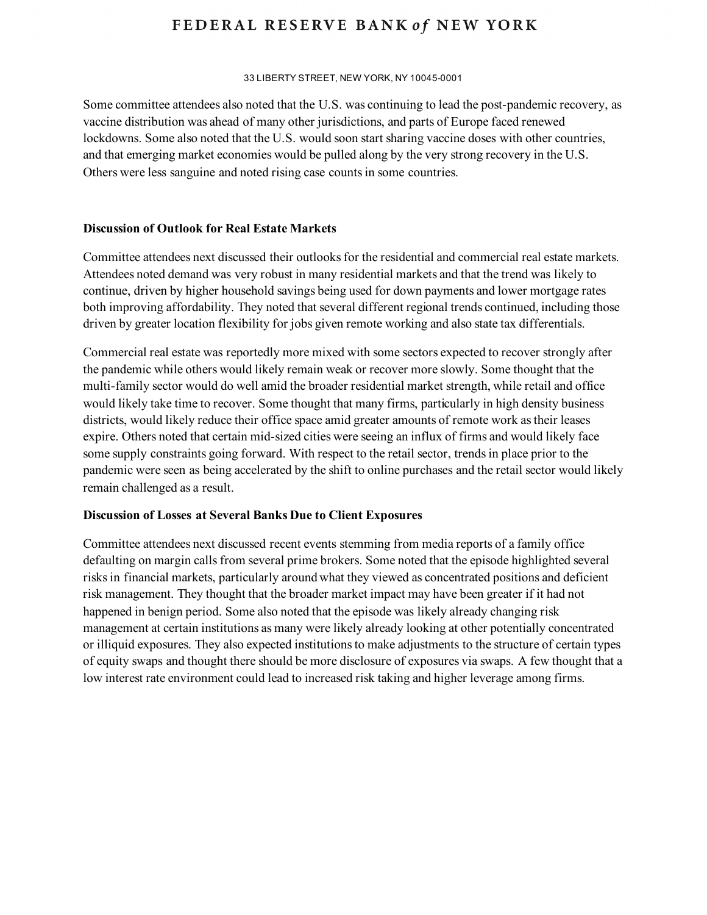Some committee attendees also noted that the U.S. was continuing to lead the post-pandemic recovery, as vaccine distribution was ahead of many other jurisdictions, and parts of Europe faced renewed lockdowns. Some also noted that the U.S. would soon start sharing vaccine doses with other countries, and that emerging market economies would be pulled along by the very strong recovery in the U.S. Others were less sanguine and noted rising case counts in some countries.

**Discussion of Outlook for Real Estate Markets**

Committee attendees next discussed their outlooks for the residential and commercial real estate markets. Attendees noted demand was very robust in many residential markets and that the trend was likely to continue, driven by higher household savings being used for down payments and lower mortgage rates both improving affordability. They noted that several different regional trends continued, including those driven by greater location flexibility for jobs given remote working and also state tax differentials.

Commercial real estate was reportedly more mixed with some sectors expected to recover strongly after the pandemic while others would likely remain weak or recover more slowly. Some thought that the multi-family sector would do well amid the broader residential market strength, while retail and office would likely take time to recover. Some thought that many firms, particularly in high density business districts, would likely reduce their office space amid greater amounts of remote work as their leases expire. Others noted that certain mid-sized cities were seeing an influx of firms and would likely face some supply constraints going forward. With respect to the retail sector, trends in place prior to the pandemic were seen as being accelerated by the shift to online purchases and the retail sector would likely remain challenged as a result.

**Discussion of Losses at Several Banks Due to Client Exposures**

Committee attendees next discussed recent events stemming from media reports of a family office defaulting on margin calls from several prime brokers. Some noted that the episode highlighted several risks in financial markets, particularly around what they viewed as concentrated positions and deficient risk management. They thought that the broader market impact may have been greater if it had not happened in benign period. Some also noted that the episode was likely already changing risk management at certain institutions as many were likely already looking at other potentially concentrated or illiquid exposures. They also expected institutions to make adjustments to the structure of certain types of equity swaps and thought there should be more disclosure of exposures via swaps. A few thought that a low interest rate environment could lead to increased risk taking and higher leverage among firms.